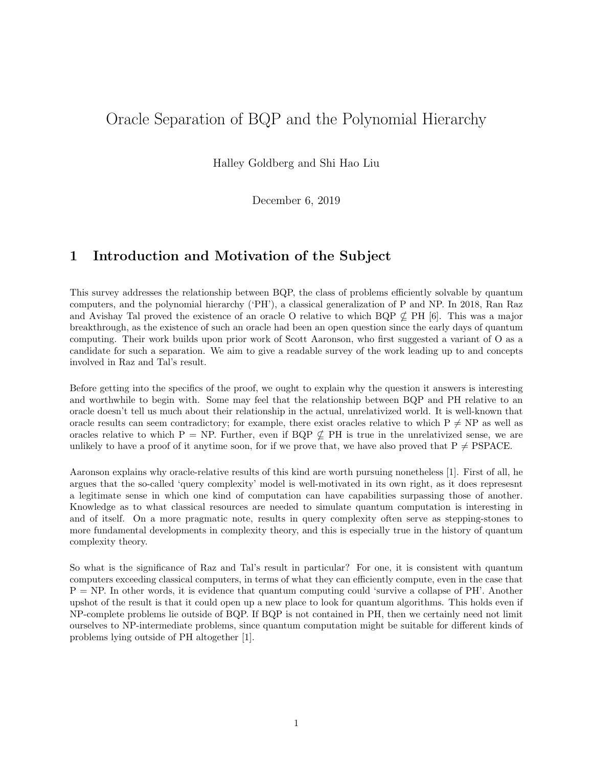# Oracle Separation of BQP and the Polynomial Hierarchy

Halley Goldberg and Shi Hao Liu

December 6, 2019

## 1 Introduction and Motivation of the Subject

This survey addresses the relationship between BQP, the class of problems efficiently solvable by quantum computers, and the polynomial hierarchy ('PH'), a classical generalization of P and NP. In 2018, Ran Raz and Avishay Tal proved the existence of an oracle O relative to which BQP $\not\subseteq$ PH [6]. This was a major breakthrough, as the existence of such an oracle had been an open question since the early days of quantum computing. Their work builds upon prior work of Scott Aaronson, who first suggested a variant of O as a candidate for such a separation. We aim to give a readable survey of the work leading up to and concepts involved in Raz and Tal's result.

Before getting into the specifics of the proof, we ought to explain why the question it answers is interesting and worthwhile to begin with. Some may feel that the relationship between BQP and PH relative to an oracle doesn't tell us much about their relationship in the actual, unrelativized world. It is well-known that oracle results can seem contradictory; for example, there exist oracles relative to which P $\neq$ NP as well as oracles relative to which P = NP. Further, even if BQP $\not\subseteq$ PH is true in the unrelativized sense, we are unlikely to have a proof of it anytime soon, for if we prove that, we have also proved that P $\neq$ PSPACE.

Aaronson explains why oracle-relative results of this kind are worth pursuing nonetheless [1]. First of all, he argues that the so-called 'query complexity' model is well-motivated in its own right, as it does represesnt a legitimate sense in which one kind of computation can have capabilities surpassing those of another. Knowledge as to what classical resources are needed to simulate quantum computation is interesting in and of itself. On a more pragmatic note, results in query complexity often serve as stepping-stones to more fundamental developments in complexity theory, and this is especially true in the history of quantum complexity theory.

So what is the significance of Raz and Tal's result in particular? For one, it is consistent with quantum computers exceeding classical computers, in terms of what they can efficiently compute, even in the case that P = NP. In other words, it is evidence that quantum computing could 'survive a collapse of PH'. Another upshot of the result is that it could open up a new place to look for quantum algorithms. This holds even if NP-complete problems lie outside of BQP. If BQP is not contained in PH, then we certainly need not limit ourselves to NP-intermediate problems, since quantum computation might be suitable for different kinds of problems lying outside of PH altogether [1].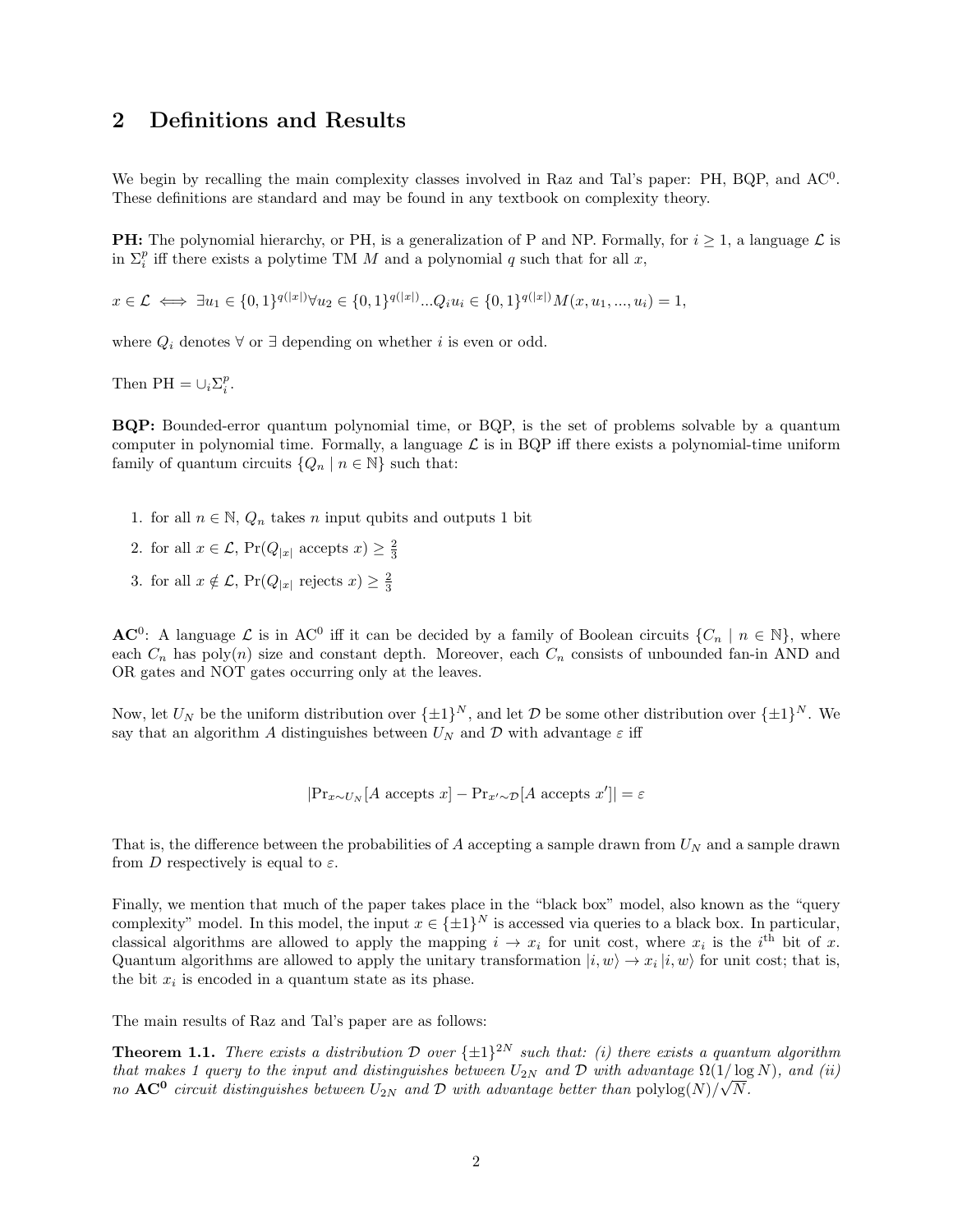## 2 Definitions and Results

We begin by recalling the main complexity classes involved in Raz and Tal's paper: PH, BQP, and $\text{AC}^0$. These definitions are standard and may be found in any textbook on complexity theory.

**PH:** The polynomial hierarchy, or PH, is a generalization of P and NP. Formally, for $i \geq 1$, a language $\mathcal{L}$ is in $\Sigma_i^p$ iff there exists a polytime TM $M$ and a polynomial $q$ such that for all $x$,

$x \in \mathcal{L} \iff \exists u_1 \in \{0,1\}^{q(|x|)} \forall u_2 \in \{0,1\}^{q(|x|)} ... Q_i u_i \in \{0,1\}^{q(|x|)} M(x, u_1, ..., u_i) = 1,$

where $Q_i$ denotes $\forall$ or $\exists$ depending on whether $i$ is even or odd.

Then $\text{PH} = \cup_i \Sigma_i^p$.

**BQP:** Bounded-error quantum polynomial time, or BQP, is the set of problems solvable by a quantum computer in polynomial time. Formally, a language $\mathcal{L}$ is in BQP iff there exists a polynomial-time uniform family of quantum circuits $\{Q_n \mid n \in \mathbb{N}\}$ such that:

1. for all $n \in \mathbb{N}$, $Q_n$ takes $n$ input qubits and outputs 1 bit
2. for all $x \in \mathcal{L}$, $\Pr(Q_{|x|} \text{ accepts } x) \geq \frac{2}{3}$
3. for all $x \notin \mathcal{L}$, $\Pr(Q_{|x|} \text{ rejects } x) \geq \frac{2}{3}$

**$\text{AC}^0$**: A language $\mathcal{L}$ is in $\text{AC}^0$ iff it can be decided by a family of Boolean circuits $\{C_n \mid n \in \mathbb{N}\}$, where each $C_n$ has poly($n$) size and constant depth. Moreover, each $C_n$ consists of unbounded fan-in AND and OR gates and NOT gates occurring only at the leaves.

Now, let $U_N$ be the uniform distribution over $\{\pm 1\}^N$, and let $\mathcal{D}$ be some other distribution over $\{\pm 1\}^N$. We say that an algorithm $A$ distinguishes between $U_N$ and $\mathcal{D}$ with advantage $\varepsilon$ iff

$$|\Pr_{x \sim U_N}[A \text{ accepts } x] - \Pr_{x' \sim \mathcal{D}}[A \text{ accepts } x']| = \varepsilon$$

That is, the difference between the probabilities of $A$ accepting a sample drawn from $U_N$ and a sample drawn from $D$ respectively is equal to $\varepsilon$.

Finally, we mention that much of the paper takes place in the "black box" model, also known as the "query complexity" model. In this model, the input $x \in \{\pm 1\}^N$ is accessed via queries to a black box. In particular, classical algorithms are allowed to apply the mapping $i \to x_i$ for unit cost, where $x_i$ is the $i^{\text{th}}$ bit of $x$. Quantum algorithms are allowed to apply the unitary transformation $|i, w\rangle \to x_i |i, w\rangle$ for unit cost; that is, the bit $x_i$ is encoded in a quantum state as its phase.

The main results of Raz and Tal's paper are as follows:

**Theorem 1.1.** *There exists a distribution $\mathcal{D}$ over $\{\pm 1\}^{2N}$ such that: (i) there exists a quantum algorithm that makes 1 query to the input and distinguishes between $U_{2N}$ and $\mathcal{D}$ with advantage $\Omega(1/\log N)$, and (ii) no $\mathbf{AC^0}$ circuit distinguishes between $U_{2N}$ and $\mathcal{D}$ with advantage better than* $\text{polylog}(N)/\sqrt{N}$.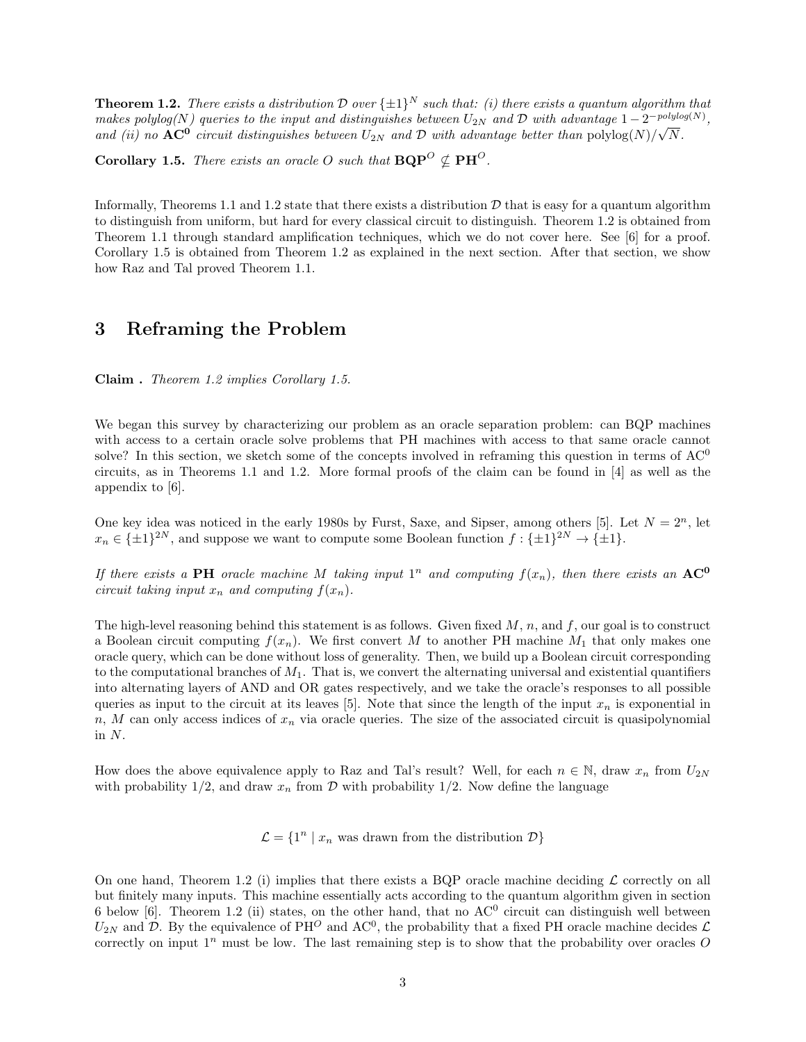**Theorem 1.2.** *There exists a distribution $\mathcal{D}$ over $\{\pm 1\}^N$ such that: (i) there exists a quantum algorithm that makes polylog(N) queries to the input and distinguishes between $U_{2N}$ and $\mathcal{D}$ with advantage $1 - 2^{-polylog(N)}$, and (ii) no $\mathbf{AC^0}$ circuit distinguishes between $U_{2N}$ and $\mathcal{D}$ with advantage better than $\mathrm{polylog}(N)/\sqrt{N}$.*

**Corollary 1.5.** *There exists an oracle $O$ such that $\mathbf{BQP}^O \not\subseteq \mathbf{PH}^O$.*

Informally, Theorems 1.1 and 1.2 state that there exists a distribution $\mathcal{D}$ that is easy for a quantum algorithm to distinguish from uniform, but hard for every classical circuit to distinguish. Theorem 1.2 is obtained from Theorem 1.1 through standard amplification techniques, which we do not cover here. See [6] for a proof. Corollary 1.5 is obtained from Theorem 1.2 as explained in the next section. After that section, we show how Raz and Tal proved Theorem 1.1.

# 3 Reframing the Problem

**Claim .** *Theorem 1.2 implies Corollary 1.5.*

We began this survey by characterizing our problem as an oracle separation problem: can BQP machines with access to a certain oracle solve problems that PH machines with access to that same oracle cannot solve? In this section, we sketch some of the concepts involved in reframing this question in terms of $\mathrm{AC}^0$ circuits, as in Theorems 1.1 and 1.2. More formal proofs of the claim can be found in [4] as well as the appendix to [6].

One key idea was noticed in the early 1980s by Furst, Saxe, and Sipser, among others [5]. Let $N = 2^n$, let $x_n \in \{\pm 1\}^{2N}$, and suppose we want to compute some Boolean function $f : \{\pm 1\}^{2N} \to \{\pm 1\}$.

*If there exists a* $\mathbf{PH}$ *oracle machine $M$ taking input $1^n$ and computing $f(x_n)$, then there exists an* $\mathbf{AC^0}$ *circuit taking input $x_n$ and computing $f(x_n)$.*

The high-level reasoning behind this statement is as follows. Given fixed $M$, $n$, and $f$, our goal is to construct a Boolean circuit computing $f(x_n)$. We first convert $M$ to another PH machine $M_1$ that only makes one oracle query, which can be done without loss of generality. Then, we build up a Boolean circuit corresponding to the computational branches of $M_1$. That is, we convert the alternating universal and existential quantifiers into alternating layers of AND and OR gates respectively, and we take the oracle's responses to all possible queries as input to the circuit at its leaves [5]. Note that since the length of the input $x_n$ is exponential in $n$, $M$ can only access indices of $x_n$ via oracle queries. The size of the associated circuit is quasipolynomial in $N$.

How does the above equivalence apply to Raz and Tal's result? Well, for each $n \in \mathbb{N}$, draw $x_n$ from $U_{2N}$ with probability 1/2, and draw $x_n$ from $\mathcal{D}$ with probability 1/2. Now define the language

$$\mathcal{L} = \{1^n \mid x_n \text{ was drawn from the distribution } \mathcal{D}\}$$

On one hand, Theorem 1.2 (i) implies that there exists a BQP oracle machine deciding $\mathcal{L}$ correctly on all but finitely many inputs. This machine essentially acts according to the quantum algorithm given in section 6 below [6]. Theorem 1.2 (ii) states, on the other hand, that no $\mathrm{AC}^0$ circuit can distinguish well between $U_{2N}$ and $\mathcal{D}$. By the equivalence of $\mathrm{PH}^O$ and $\mathrm{AC}^0$, the probability that a fixed PH oracle machine decides $\mathcal{L}$ correctly on input $1^n$ must be low. The last remaining step is to show that the probability over oracles $O$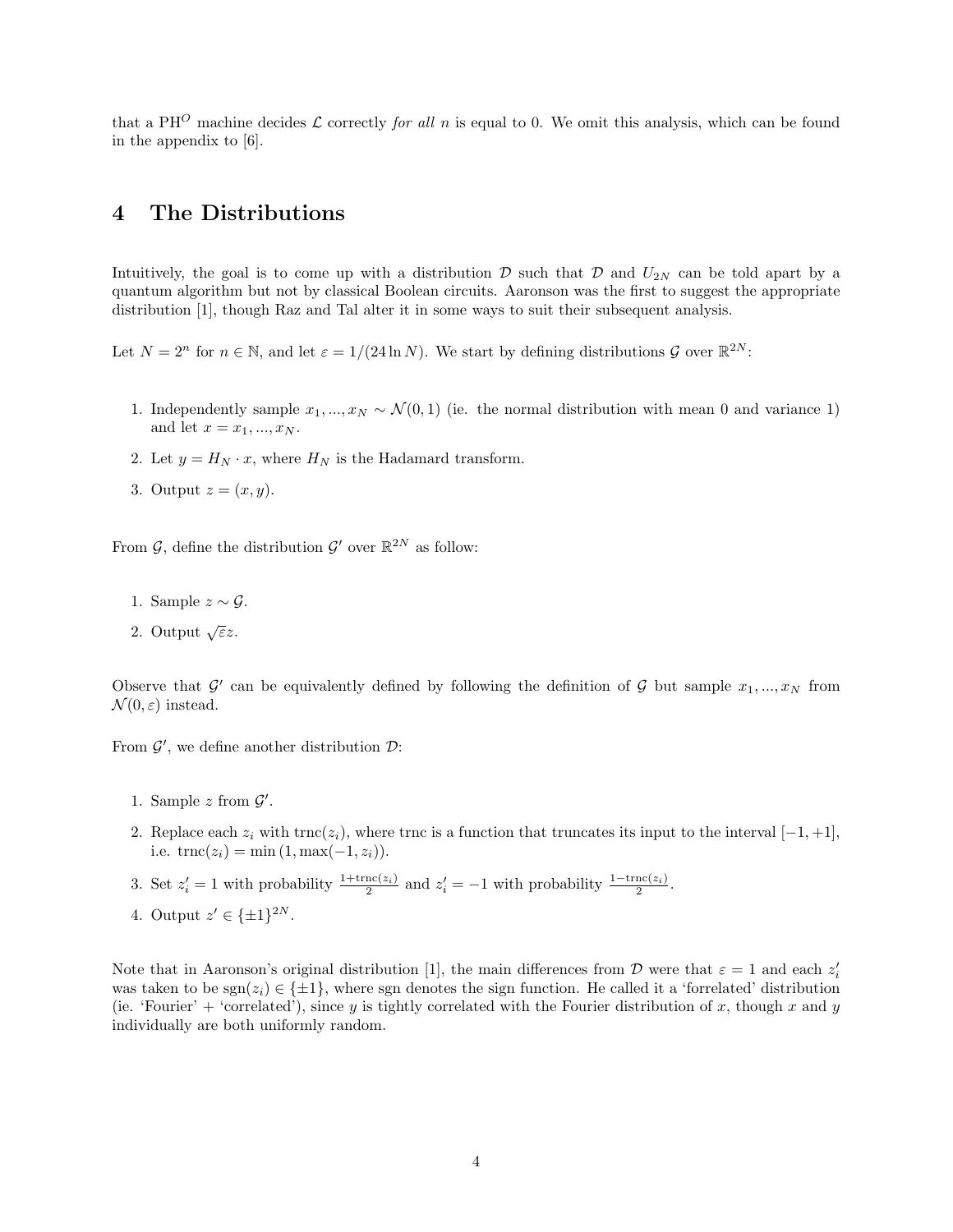that a $\mathrm{PH}^O$ machine decides $\mathcal{L}$ correctly *for all* $n$ is equal to 0. We omit this analysis, which can be found in the appendix to [6].

## 4 The Distributions

Intuitively, the goal is to come up with a distribution $\mathcal{D}$ such that $\mathcal{D}$ and $U_{2N}$ can be told apart by a quantum algorithm but not by classical Boolean circuits. Aaronson was the first to suggest the appropriate distribution [1], though Raz and Tal alter it in some ways to suit their subsequent analysis.

Let $N = 2^n$ for $n \in \mathbb{N}$, and let $\varepsilon = 1/(24 \ln N)$. We start by defining distributions $\mathcal{G}$ over $\mathbb{R}^{2N}$:

1. Independently sample $x_1, ..., x_N \sim \mathcal{N}(0, 1)$ (ie. the normal distribution with mean 0 and variance 1) and let $x = x_1, ..., x_N$.
2. Let $y = H_N \cdot x$, where $H_N$ is the Hadamard transform.
3. Output $z = (x, y)$.

From $\mathcal{G}$, define the distribution $\mathcal{G}'$ over $\mathbb{R}^{2N}$ as follow:

1. Sample $z \sim \mathcal{G}$.
2. Output $\sqrt{\varepsilon} z$.

Observe that $\mathcal{G}'$ can be equivalently defined by following the definition of $\mathcal{G}$ but sample $x_1, ..., x_N$ from $\mathcal{N}(0, \varepsilon)$ instead.

From $\mathcal{G}'$, we define another distribution $\mathcal{D}$:

1. Sample $z$ from $\mathcal{G}'$.
2. Replace each $z_i$ with $\mathrm{trnc}(z_i)$, where trnc is a function that truncates its input to the interval $[-1, +1]$, i.e. $\mathrm{trnc}(z_i) = \min(1, \max(-1, z_i))$.
3. Set $z'_i = 1$ with probability $\frac{1+\mathrm{trnc}(z_i)}{2}$ and $z'_i = -1$ with probability $\frac{1-\mathrm{trnc}(z_i)}{2}$.
4. Output $z' \in \{\pm 1\}^{2N}$.

Note that in Aaronson's original distribution [1], the main differences from $\mathcal{D}$ were that $\varepsilon = 1$ and each $z'_i$ was taken to be $\mathrm{sgn}(z_i) \in \{\pm 1\}$, where sgn denotes the sign function. He called it a 'forrelated' distribution (ie. 'Fourier' + 'correlated'), since $y$ is tightly correlated with the Fourier distribution of $x$, though $x$ and $y$ individually are both uniformly random.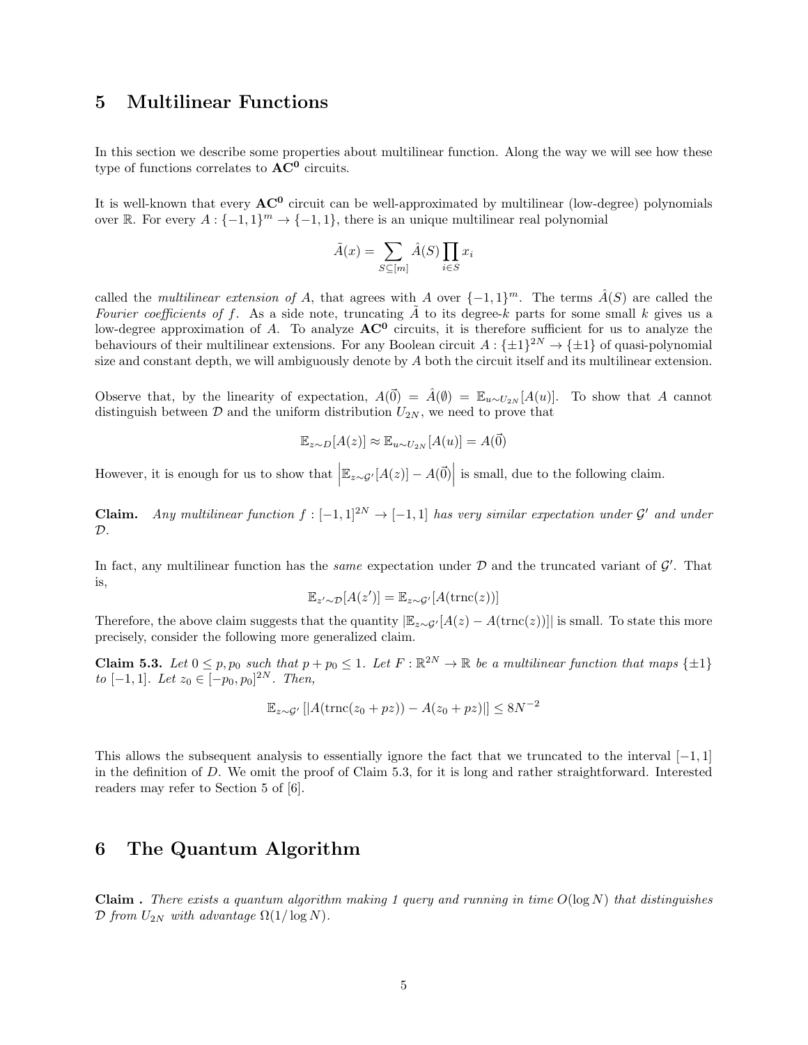## 5 Multilinear Functions

In this section we describe some properties about multilinear function. Along the way we will see how these type of functions correlates to $\mathbf{AC^0}$ circuits.

It is well-known that every $\mathbf{AC^0}$ circuit can be well-approximated by multilinear (low-degree) polynomials over $\mathbb{R}$. For every $A : \{-1,1\}^m \to \{-1,1\}$, there is an unique multilinear real polynomial

$$\tilde{A}(x) = \sum_{S \subseteq [m]} \hat{A}(S) \prod_{i \in S} x_i$$

called the *multilinear extension of* $A$, that agrees with $A$ over $\{-1,1\}^m$. The terms $\hat{A}(S)$ are called the *Fourier coefficients of* $f$. As a side note, truncating $\tilde{A}$ to its degree-$k$ parts for some small $k$ gives us a low-degree approximation of $A$. To analyze $\mathbf{AC^0}$ circuits, it is therefore sufficient for us to analyze the behaviours of their multilinear extensions. For any Boolean circuit $A : \{\pm 1\}^{2N} \to \{\pm 1\}$ of quasi-polynomial size and constant depth, we will ambiguously denote by $A$ both the circuit itself and its multilinear extension.

Observe that, by the linearity of expectation, $A(\vec{0}) = \hat{A}(\emptyset) = \mathbb{E}_{u \sim U_{2N}}[A(u)]$. To show that $A$ cannot distinguish between $\mathcal{D}$ and the uniform distribution $U_{2N}$, we need to prove that

$$\mathbb{E}_{z \sim D}[A(z)] \approx \mathbb{E}_{u \sim U_{2N}}[A(u)] = A(\vec{0})$$

However, it is enough for us to show that $\left|\mathbb{E}_{z \sim \mathcal{G}'}[A(z)] - A(\vec{0})\right|$ is small, due to the following claim.

**Claim.** *Any multilinear function $f : [-1,1]^{2N} \to [-1,1]$ has very similar expectation under $\mathcal{G}'$ and under $\mathcal{D}$.*

In fact, any multilinear function has the *same* expectation under $\mathcal{D}$ and the truncated variant of $\mathcal{G}'$. That is,

$$\mathbb{E}_{z' \sim \mathcal{D}}[A(z')] = \mathbb{E}_{z \sim \mathcal{G}'}[A(\mathrm{trnc}(z))]$$

Therefore, the above claim suggests that the quantity $|\mathbb{E}_{z \sim \mathcal{G}'}[A(z) - A(\mathrm{trnc}(z))]|$ is small. To state this more precisely, consider the following more generalized claim.

**Claim 5.3.** *Let $0 \le p, p_0$ such that $p + p_0 \le 1$. Let $F : \mathbb{R}^{2N} \to \mathbb{R}$ be a multilinear function that maps $\{\pm 1\}$ to $[-1,1]$. Let $z_0 \in [-p_0, p_0]^{2N}$. Then,*

$$\mathbb{E}_{z \sim \mathcal{G}'}\left[|A(\mathrm{trnc}(z_0 + pz)) - A(z_0 + pz)|\right] \le 8N^{-2}$$

This allows the subsequent analysis to essentially ignore the fact that we truncated to the interval $[-1,1]$ in the definition of $D$. We omit the proof of Claim 5.3, for it is long and rather straightforward. Interested readers may refer to Section 5 of [6].

## 6 The Quantum Algorithm

**Claim .** *There exists a quantum algorithm making 1 query and running in time $O(\log N)$ that distinguishes $\mathcal{D}$ from $U_{2N}$ with advantage $\Omega(1/\log N)$.*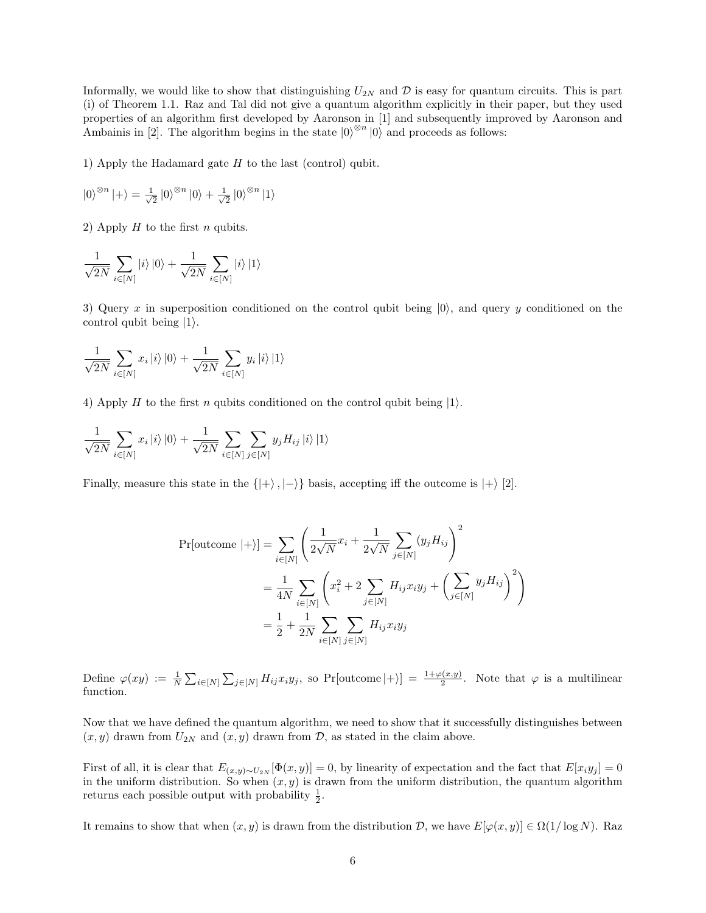Informally, we would like to show that distinguishing $U_{2N}$ and $\mathcal{D}$ is easy for quantum circuits. This is part (i) of Theorem 1.1. Raz and Tal did not give a quantum algorithm explicitly in their paper, but they used properties of an algorithm first developed by Aaronson in [1] and subsequently improved by Aaronson and Ambainis in [2]. The algorithm begins in the state $|0\rangle^{\otimes n}|0\rangle$ and proceeds as follows:

1) Apply the Hadamard gate $H$ to the last (control) qubit.

$$|0\rangle^{\otimes n}|+\rangle = \tfrac{1}{\sqrt{2}}|0\rangle^{\otimes n}|0\rangle + \tfrac{1}{\sqrt{2}}|0\rangle^{\otimes n}|1\rangle$$

2) Apply $H$ to the first $n$ qubits.

$$\frac{1}{\sqrt{2N}}\sum_{i\in[N]}|i\rangle|0\rangle + \frac{1}{\sqrt{2N}}\sum_{i\in[N]}|i\rangle|1\rangle$$

3) Query $x$ in superposition conditioned on the control qubit being $|0\rangle$, and query $y$ conditioned on the control qubit being $|1\rangle$.

$$\frac{1}{\sqrt{2N}}\sum_{i\in[N]}x_i|i\rangle|0\rangle + \frac{1}{\sqrt{2N}}\sum_{i\in[N]}y_i|i\rangle|1\rangle$$

4) Apply $H$ to the first $n$ qubits conditioned on the control qubit being $|1\rangle$.

$$\frac{1}{\sqrt{2N}}\sum_{i\in[N]}x_i|i\rangle|0\rangle + \frac{1}{\sqrt{2N}}\sum_{i\in[N]}\sum_{j\in[N]}y_jH_{ij}|i\rangle|1\rangle$$

Finally, measure this state in the $\{|+\rangle,|-\rangle\}$ basis, accepting iff the outcome is $|+\rangle$ [2].

$$\begin{aligned}
\Pr[\text{outcome } |+\rangle] &= \sum_{i\in[N]}\left(\frac{1}{2\sqrt{N}}x_i + \frac{1}{2\sqrt{N}}\sum_{j\in[N]}(y_jH_{ij}\right)^2 \\
&= \frac{1}{4N}\sum_{i\in[N]}\left(x_i^2 + 2\sum_{j\in[N]}H_{ij}x_iy_j + \left(\sum_{j\in[N]}y_jH_{ij}\right)^2\right) \\
&= \frac{1}{2} + \frac{1}{2N}\sum_{i\in[N]}\sum_{j\in[N]}H_{ij}x_iy_j
\end{aligned}$$

Define $\varphi(xy) := \frac{1}{N}\sum_{i\in[N]}\sum_{j\in[N]}H_{ij}x_iy_j$, so $\Pr[\text{outcome}\,|+\rangle] = \frac{1+\varphi(x,y)}{2}$. Note that $\varphi$ is a multilinear function.

Now that we have defined the quantum algorithm, we need to show that it successfully distinguishes between $(x,y)$ drawn from $U_{2N}$ and $(x,y)$ drawn from $\mathcal{D}$, as stated in the claim above.

First of all, it is clear that $E_{(x,y)\sim U_{2N}}[\Phi(x,y)] = 0$, by linearity of expectation and the fact that $E[x_iy_j] = 0$ in the uniform distribution. So when $(x,y)$ is drawn from the uniform distribution, the quantum algorithm returns each possible output with probability $\frac{1}{2}$.

It remains to show that when $(x,y)$ is drawn from the distribution $\mathcal{D}$, we have $E[\varphi(x,y)] \in \Omega(1/\log N)$. Raz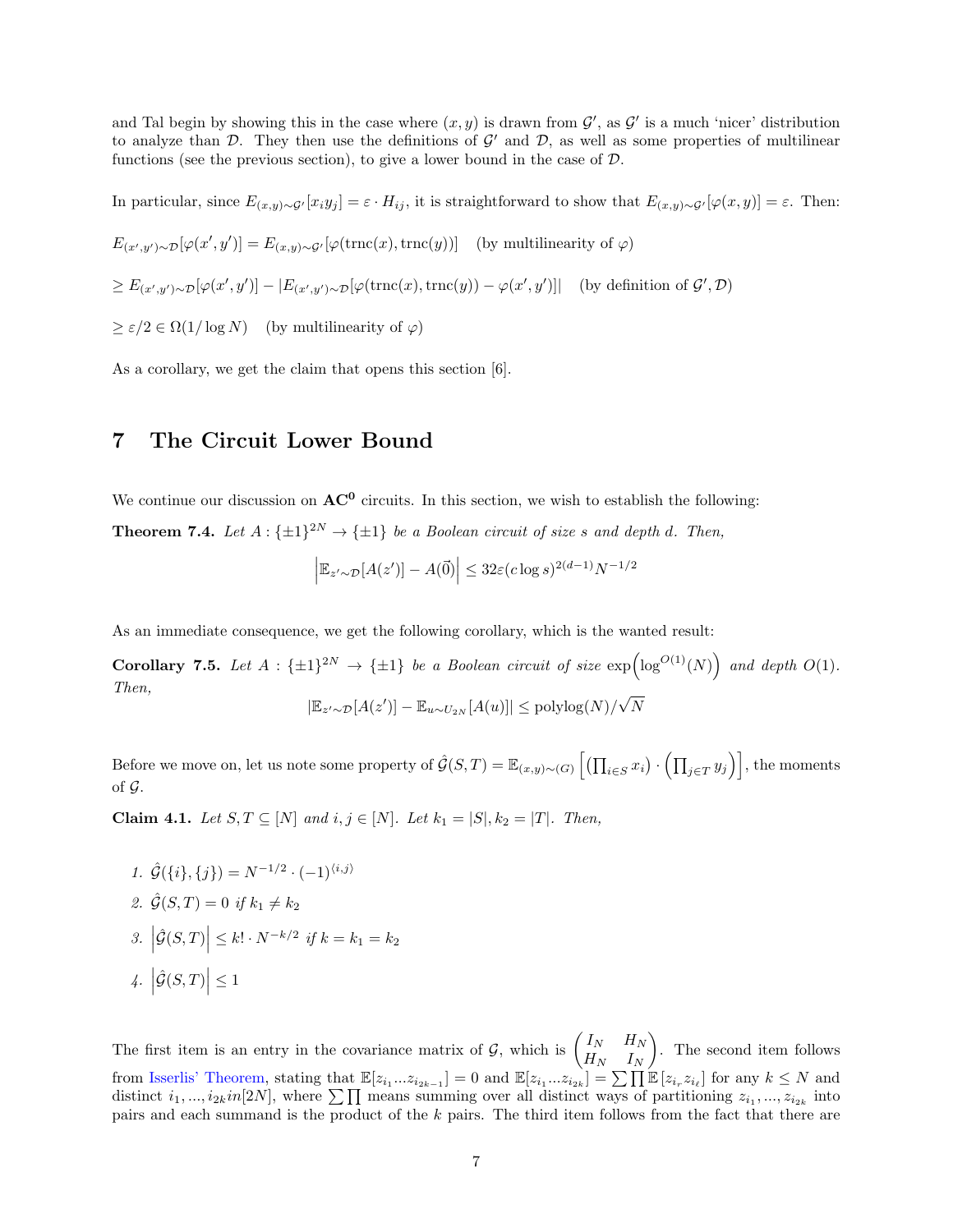and Tal begin by showing this in the case where $(x, y)$ is drawn from $\mathcal{G}'$, as $\mathcal{G}'$ is a much 'nicer' distribution to analyze than $\mathcal{D}$. They then use the definitions of $\mathcal{G}'$ and $\mathcal{D}$, as well as some properties of multilinear functions (see the previous section), to give a lower bound in the case of $\mathcal{D}$.

In particular, since $E_{(x,y)\sim\mathcal{G}'}[x_i y_j] = \varepsilon \cdot H_{ij}$, it is straightforward to show that $E_{(x,y)\sim\mathcal{G}'}[\varphi(x, y)] = \varepsilon$. Then:

$E_{(x',y')\sim\mathcal{D}}[\varphi(x', y')] = E_{(x,y)\sim\mathcal{G}'}[\varphi(\text{trnc}(x), \text{trnc}(y))]$ (by multilinearity of $\varphi$)

$\geq E_{(x',y')\sim\mathcal{D}}[\varphi(x', y')] - |E_{(x',y')\sim\mathcal{D}}[\varphi(\text{trnc}(x), \text{trnc}(y)) - \varphi(x', y')]|$ (by definition of $\mathcal{G}', \mathcal{D}$)

$\geq \varepsilon/2 \in \Omega(1/\log N)$ (by multilinearity of $\varphi$)

As a corollary, we get the claim that opens this section [6].

# 7 The Circuit Lower Bound

We continue our discussion on $\mathbf{AC^0}$ circuits. In this section, we wish to establish the following:

**Theorem 7.4.** *Let $A : \{\pm 1\}^{2N} \to \{\pm 1\}$ be a Boolean circuit of size $s$ and depth $d$. Then,*

$$\left|\mathbb{E}_{z'\sim\mathcal{D}}[A(z')] - A(\vec{0})\right| \leq 32\varepsilon(c \log s)^{2(d-1)} N^{-1/2}$$

As an immediate consequence, we get the following corollary, which is the wanted result:

**Corollary 7.5.** *Let $A : \{\pm 1\}^{2N} \to \{\pm 1\}$ be a Boolean circuit of size $\exp\left(\log^{O(1)}(N)\right)$ and depth $O(1)$. Then,*

$$|\mathbb{E}_{z'\sim\mathcal{D}}[A(z')] - \mathbb{E}_{u\sim U_{2N}}[A(u)]| \leq \text{polylog}(N)/\sqrt{N}$$

Before we move on, let us note some property of $\hat{\mathcal{G}}(S, T) = \mathbb{E}_{(x,y)\sim(G)}\left[\left(\prod_{i\in S} x_i\right) \cdot \left(\prod_{j\in T} y_j\right)\right]$, the moments of $\mathcal{G}$.

**Claim 4.1.** *Let $S, T \subseteq [N]$ and $i, j \in [N]$. Let $k_1 = |S|, k_2 = |T|$. Then,*

1. $\hat{\mathcal{G}}(\{i\}, \{j\}) = N^{-1/2} \cdot (-1)^{\langle i,j\rangle}$
2. $\hat{\mathcal{G}}(S, T) = 0$ *if* $k_1 \neq k_2$
3. $\left|\hat{\mathcal{G}}(S, T)\right| \leq k! \cdot N^{-k/2}$ *if* $k = k_1 = k_2$
4. $\left|\hat{\mathcal{G}}(S, T)\right| \leq 1$

The first item is an entry in the covariance matrix of $\mathcal{G}$, which is $\begin{pmatrix} I_N & H_N \\ H_N & I_N \end{pmatrix}$. The second item follows from Isserlis' Theorem, stating that $\mathbb{E}[z_{i_1}...z_{i_{2k-1}}] = 0$ and $\mathbb{E}[z_{i_1}...z_{i_{2k}}] = \sum\prod\mathbb{E}[z_{i_r} z_{i_\ell}]$ for any $k \leq N$ and distinct $i_1, ..., i_{2k} in [2N]$, where $\sum\prod$ means summing over all distinct ways of partitioning $z_{i_1}, ..., z_{i_{2k}}$ into pairs and each summand is the product of the $k$ pairs. The third item follows from the fact that there are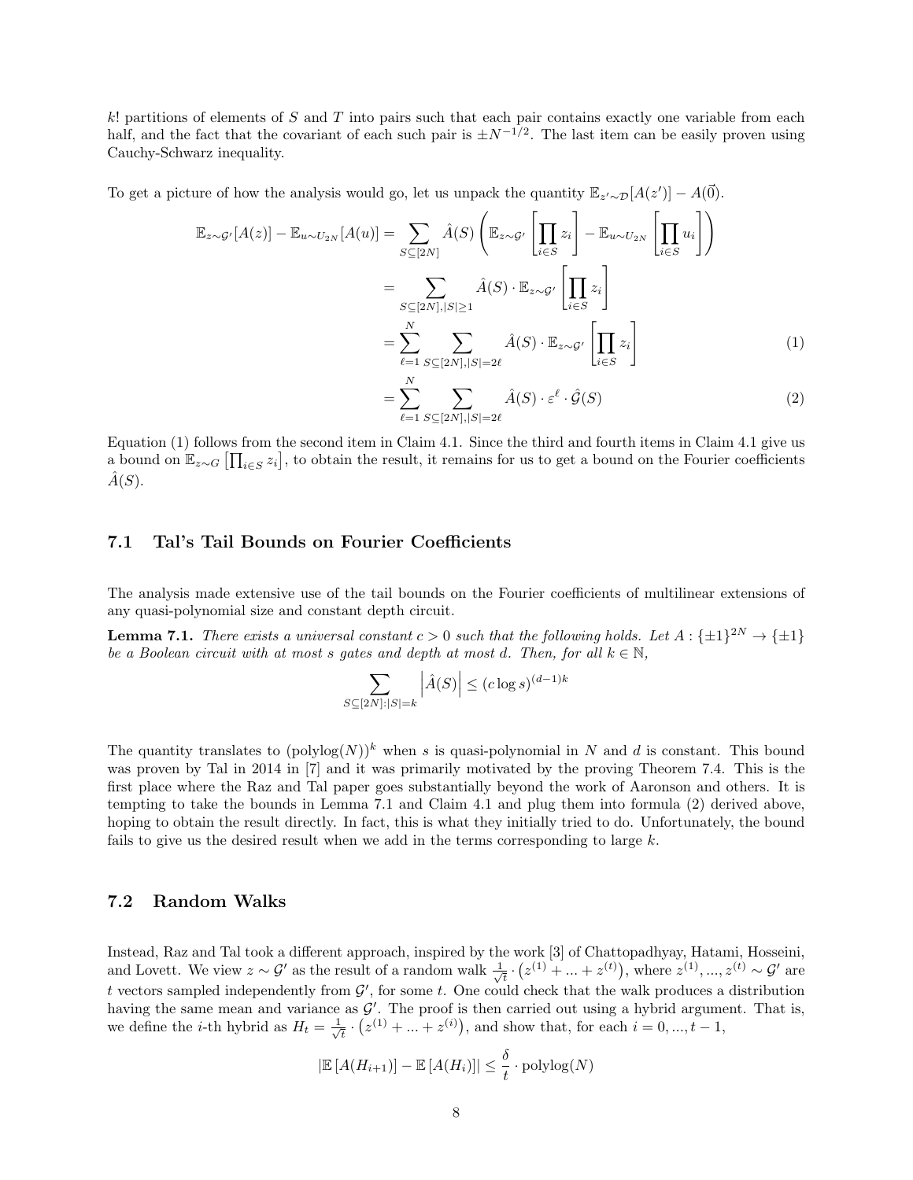$k!$ partitions of elements of $S$ and $T$ into pairs such that each pair contains exactly one variable from each half, and the fact that the covariant of each such pair is $\pm N^{-1/2}$. The last item can be easily proven using Cauchy-Schwarz inequality.

To get a picture of how the analysis would go, let us unpack the quantity $\mathbb{E}_{z'\sim\mathcal{D}}[A(z')] - A(\vec{0})$.

$$
\begin{aligned}
\mathbb{E}_{z\sim\mathcal{G}'}[A(z)] - \mathbb{E}_{u\sim U_{2N}}[A(u)] &= \sum_{S\subseteq[2N]} \hat{A}(S)\left(\mathbb{E}_{z\sim\mathcal{G}'}\left[\prod_{i\in S} z_i\right] - \mathbb{E}_{u\sim U_{2N}}\left[\prod_{i\in S} u_i\right]\right) \\
&= \sum_{S\subseteq[2N],|S|\geq 1} \hat{A}(S)\cdot \mathbb{E}_{z\sim\mathcal{G}'}\left[\prod_{i\in S} z_i\right] \\
&= \sum_{\ell=1}^{N} \sum_{S\subseteq[2N],|S|=2\ell} \hat{A}(S)\cdot \mathbb{E}_{z\sim\mathcal{G}'}\left[\prod_{i\in S} z_i\right] \qquad (1) \\
&= \sum_{\ell=1}^{N} \sum_{S\subseteq[2N],|S|=2\ell} \hat{A}(S)\cdot \varepsilon^{\ell}\cdot \hat{\mathcal{G}}(S) \qquad (2)
\end{aligned}
$$

Equation (1) follows from the second item in Claim 4.1. Since the third and fourth items in Claim 4.1 give us a bound on $\mathbb{E}_{z\sim G}\left[\prod_{i\in S} z_i\right]$, to obtain the result, it remains for us to get a bound on the Fourier coefficients $\hat{A}(S)$.

## 7.1 Tal's Tail Bounds on Fourier Coefficients

The analysis made extensive use of the tail bounds on the Fourier coefficients of multilinear extensions of any quasi-polynomial size and constant depth circuit.

**Lemma 7.1.** *There exists a universal constant $c > 0$ such that the following holds. Let $A : \{\pm 1\}^{2N} \to \{\pm 1\}$ be a Boolean circuit with at most $s$ gates and depth at most $d$. Then, for all $k \in \mathbb{N}$,*

$$\sum_{S\subseteq[2N]:|S|=k} \left|\hat{A}(S)\right| \leq (c\log s)^{(d-1)k}$$

The quantity translates to $(\mathrm{polylog}(N))^k$ when $s$ is quasi-polynomial in $N$ and $d$ is constant. This bound was proven by Tal in 2014 in [7] and it was primarily motivated by the proving Theorem 7.4. This is the first place where the Raz and Tal paper goes substantially beyond the work of Aaronson and others. It is tempting to take the bounds in Lemma 7.1 and Claim 4.1 and plug them into formula (2) derived above, hoping to obtain the result directly. In fact, this is what they initially tried to do. Unfortunately, the bound fails to give us the desired result when we add in the terms corresponding to large $k$.

## 7.2 Random Walks

Instead, Raz and Tal took a different approach, inspired by the work [3] of Chattopadhyay, Hatami, Hosseini, and Lovett. We view $z \sim \mathcal{G}'$ as the result of a random walk $\frac{1}{\sqrt{t}}\cdot\left(z^{(1)} + ... + z^{(t)}\right)$, where $z^{(1)}, ..., z^{(t)} \sim \mathcal{G}'$ are $t$ vectors sampled independently from $\mathcal{G}'$, for some $t$. One could check that the walk produces a distribution having the same mean and variance as $\mathcal{G}'$. The proof is then carried out using a hybrid argument. That is, we define the $i$-th hybrid as $H_t = \frac{1}{\sqrt{t}}\cdot\left(z^{(1)} + ... + z^{(i)}\right)$, and show that, for each $i = 0, ..., t-1$,

$$\left|\mathbb{E}\left[A(H_{i+1})\right] - \mathbb{E}\left[A(H_i)\right]\right| \leq \frac{\delta}{t}\cdot \mathrm{polylog}(N)$$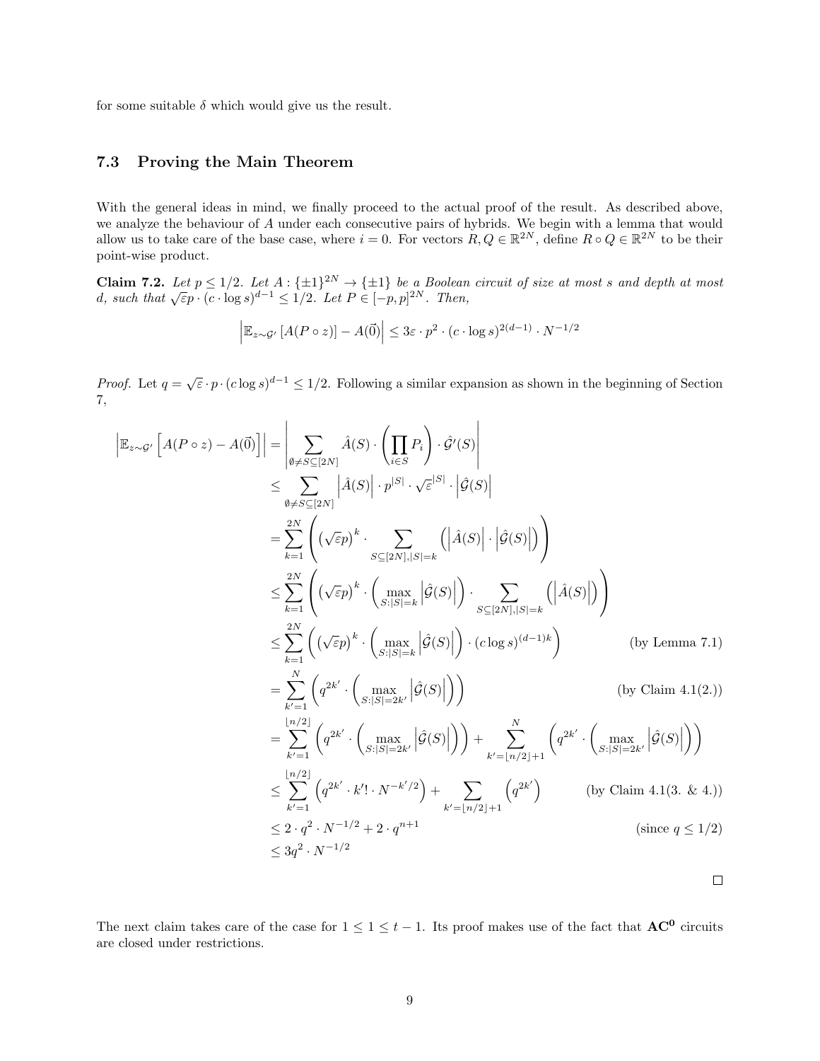for some suitable $\delta$ which would give us the result.

### 7.3 Proving the Main Theorem

With the general ideas in mind, we finally proceed to the actual proof of the result. As described above, we analyze the behaviour of $A$ under each consecutive pairs of hybrids. We begin with a lemma that would allow us to take care of the base case, where $i = 0$. For vectors $R, Q \in \mathbb{R}^{2N}$, define $R \circ Q \in \mathbb{R}^{2N}$ to be their point-wise product.

**Claim 7.2.** *Let $p \leq 1/2$. Let $A : \{\pm 1\}^{2N} \to \{\pm 1\}$ be a Boolean circuit of size at most $s$ and depth at most $d$, such that $\sqrt{\varepsilon}p \cdot (c \cdot \log s)^{d-1} \leq 1/2$. Let $P \in [-p, p]^{2N}$. Then,*

$$\left| \mathbb{E}_{z \sim \mathcal{G}'} \left[ A(P \circ z) \right] - A(\vec{0}) \right| \leq 3\varepsilon \cdot p^2 \cdot (c \cdot \log s)^{2(d-1)} \cdot N^{-1/2}$$

*Proof.* Let $q = \sqrt{\varepsilon} \cdot p \cdot (c \log s)^{d-1} \leq 1/2$. Following a similar expansion as shown in the beginning of Section 7,

$$\begin{aligned}
\left| \mathbb{E}_{z \sim \mathcal{G}'} \left[ A(P \circ z) - A(\vec{0}) \right] \right| &= \left| \sum_{\emptyset \neq S \subseteq [2N]} \hat{A}(S) \cdot \left( \prod_{i \in S} P_i \right) \cdot \hat{\mathcal{G}}'(S) \right| \\
&\leq \sum_{\emptyset \neq S \subseteq [2N]} \left| \hat{A}(S) \right| \cdot p^{|S|} \cdot \sqrt{\varepsilon}^{|S|} \cdot \left| \hat{\mathcal{G}}(S) \right| \\
&= \sum_{k=1}^{2N} \left( \left( \sqrt{\varepsilon} p \right)^k \cdot \sum_{S \subseteq [2N], |S| = k} \left( \left| \hat{A}(S) \right| \cdot \left| \hat{\mathcal{G}}(S) \right| \right) \right) \\
&\leq \sum_{k=1}^{2N} \left( \left( \sqrt{\varepsilon} p \right)^k \cdot \left( \max_{S : |S| = k} \left| \hat{\mathcal{G}}(S) \right| \right) \cdot \sum_{S \subseteq [2N], |S| = k} \left( \left| \hat{A}(S) \right| \right) \right) \\
&\leq \sum_{k=1}^{2N} \left( \left( \sqrt{\varepsilon} p \right)^k \cdot \left( \max_{S : |S| = k} \left| \hat{\mathcal{G}}(S) \right| \right) \cdot (c \log s)^{(d-1)k} \right) && \text{(by Lemma 7.1)} \\
&= \sum_{k'=1}^{N} \left( q^{2k'} \cdot \left( \max_{S : |S| = 2k'} \left| \hat{\mathcal{G}}(S) \right| \right) \right) && \text{(by Claim 4.1(2.))} \\
&= \sum_{k'=1}^{\lfloor n/2 \rfloor} \left( q^{2k'} \cdot \left( \max_{S : |S| = 2k'} \left| \hat{\mathcal{G}}(S) \right| \right) \right) + \sum_{k' = \lfloor n/2 \rfloor + 1}^{N} \left( q^{2k'} \cdot \left( \max_{S : |S| = 2k'} \left| \hat{\mathcal{G}}(S) \right| \right) \right) \\
&\leq \sum_{k'=1}^{\lfloor n/2 \rfloor} \left( q^{2k'} \cdot k'! \cdot N^{-k'/2} \right) + \sum_{k' = \lfloor n/2 \rfloor + 1} \left( q^{2k'} \right) && \text{(by Claim 4.1(3. \& 4.))} \\
&\leq 2 \cdot q^2 \cdot N^{-1/2} + 2 \cdot q^{n+1} && \text{(since } q \leq 1/2\text{)} \\
&\leq 3q^2 \cdot N^{-1/2}
\end{aligned}$$

□

The next claim takes care of the case for $1 \leq 1 \leq t - 1$. Its proof makes use of the fact that $\mathbf{AC^0}$ circuits are closed under restrictions.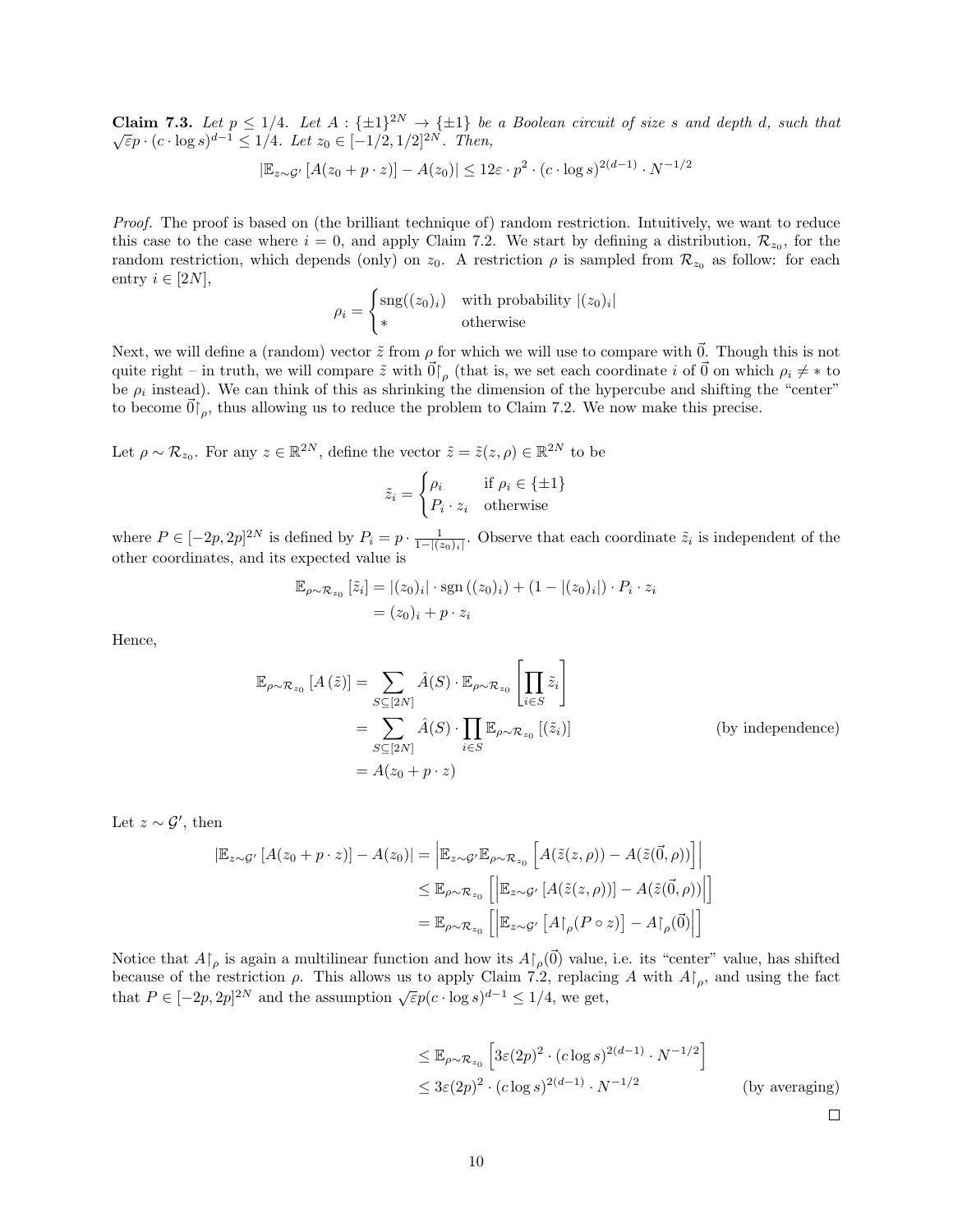**Claim 7.3.** *Let $p \leq 1/4$. Let $A : \{\pm 1\}^{2N} \to \{\pm 1\}$ be a Boolean circuit of size $s$ and depth $d$, such that $\sqrt{\varepsilon} p \cdot (c \cdot \log s)^{d-1} \leq 1/4$. Let $z_0 \in [-1/2, 1/2]^{2N}$. Then,*

$$|\mathbb{E}_{z \sim \mathcal{G}'}[A(z_0 + p \cdot z)] - A(z_0)| \leq 12\varepsilon \cdot p^2 \cdot (c \cdot \log s)^{2(d-1)} \cdot N^{-1/2}$$

*Proof.* The proof is based on (the brilliant technique of) random restriction. Intuitively, we want to reduce this case to the case where $i = 0$, and apply Claim 7.2. We start by defining a distribution, $\mathcal{R}_{z_0}$, for the random restriction, which depends (only) on $z_0$. A restriction $\rho$ is sampled from $\mathcal{R}_{z_0}$ as follow: for each entry $i \in [2N]$,

$$\rho_i = \begin{cases} \text{sng}((z_0)_i) & \text{with probability } |(z_0)_i| \\ * & \text{otherwise} \end{cases}$$

Next, we will define a (random) vector $\tilde{z}$ from $\rho$ for which we will use to compare with $\vec{0}$. Though this is not quite right – in truth, we will compare $\tilde{z}$ with $\vec{0}\restriction_\rho$ (that is, we set each coordinate $i$ of $\vec{0}$ on which $\rho_i \neq *$ to be $\rho_i$ instead). We can think of this as shrinking the dimension of the hypercube and shifting the "center" to become $\vec{0}\restriction_\rho$, thus allowing us to reduce the problem to Claim 7.2. We now make this precise.

Let $\rho \sim \mathcal{R}_{z_0}$. For any $z \in \mathbb{R}^{2N}$, define the vector $\tilde{z} = \tilde{z}(z, \rho) \in \mathbb{R}^{2N}$ to be

$$\tilde{z}_i = \begin{cases} \rho_i & \text{if } \rho_i \in \{\pm 1\} \\ P_i \cdot z_i & \text{otherwise} \end{cases}$$

where $P \in [-2p, 2p]^{2N}$ is defined by $P_i = p \cdot \frac{1}{1 - |(z_0)_i|}$. Observe that each coordinate $\tilde{z}_i$ is independent of the other coordinates, and its expected value is

$$\begin{aligned} \mathbb{E}_{\rho \sim \mathcal{R}_{z_0}}[\tilde{z}_i] &= |(z_0)_i| \cdot \text{sgn}((z_0)_i) + (1 - |(z_0)_i|) \cdot P_i \cdot z_i \\ &= (z_0)_i + p \cdot z_i \end{aligned}$$

Hence,

$$\begin{aligned} \mathbb{E}_{\rho \sim \mathcal{R}_{z_0}}[A(\tilde{z})] &= \sum_{S \subseteq [2N]} \hat{A}(S) \cdot \mathbb{E}_{\rho \sim \mathcal{R}_{z_0}}\left[\prod_{i \in S} \tilde{z}_i\right] \\ &= \sum_{S \subseteq [2N]} \hat{A}(S) \cdot \prod_{i \in S} \mathbb{E}_{\rho \sim \mathcal{R}_{z_0}}[(\tilde{z}_i)] && \text{(by independence)} \\ &= A(z_0 + p \cdot z) \end{aligned}$$

Let $z \sim \mathcal{G}'$, then

$$\begin{aligned} |\mathbb{E}_{z \sim \mathcal{G}'}[A(z_0 + p \cdot z)] - A(z_0)| &= \left|\mathbb{E}_{z \sim \mathcal{G}'} \mathbb{E}_{\rho \sim \mathcal{R}_{z_0}}\left[A(\tilde{z}(z, \rho)) - A(\tilde{z}(\vec{0}, \rho))\right]\right| \\ &\leq \mathbb{E}_{\rho \sim \mathcal{R}_{z_0}}\left[\left|\mathbb{E}_{z \sim \mathcal{G}'}[A(\tilde{z}(z, \rho))] - A(\tilde{z}(\vec{0}, \rho))\right|\right] \\ &= \mathbb{E}_{\rho \sim \mathcal{R}_{z_0}}\left[\left|\mathbb{E}_{z \sim \mathcal{G}'}\left[A\restriction_\rho(P \circ z)\right] - A\restriction_\rho(\vec{0})\right|\right] \end{aligned}$$

Notice that $A\restriction_\rho$ is again a multilinear function and how its $A\restriction_\rho(\vec{0})$ value, i.e. its "center" value, has shifted because of the restriction $\rho$. This allows us to apply Claim 7.2, replacing $A$ with $A\restriction_\rho$, and using the fact that $P \in [-2p, 2p]^{2N}$ and the assumption $\sqrt{\varepsilon} p (c \cdot \log s)^{d-1} \leq 1/4$, we get,

$$\begin{aligned} &\leq \mathbb{E}_{\rho \sim \mathcal{R}_{z_0}}\left[3\varepsilon(2p)^2 \cdot (c \log s)^{2(d-1)} \cdot N^{-1/2}\right] \\ &\leq 3\varepsilon(2p)^2 \cdot (c \log s)^{2(d-1)} \cdot N^{-1/2} && \text{(by averaging)} \end{aligned}$$

□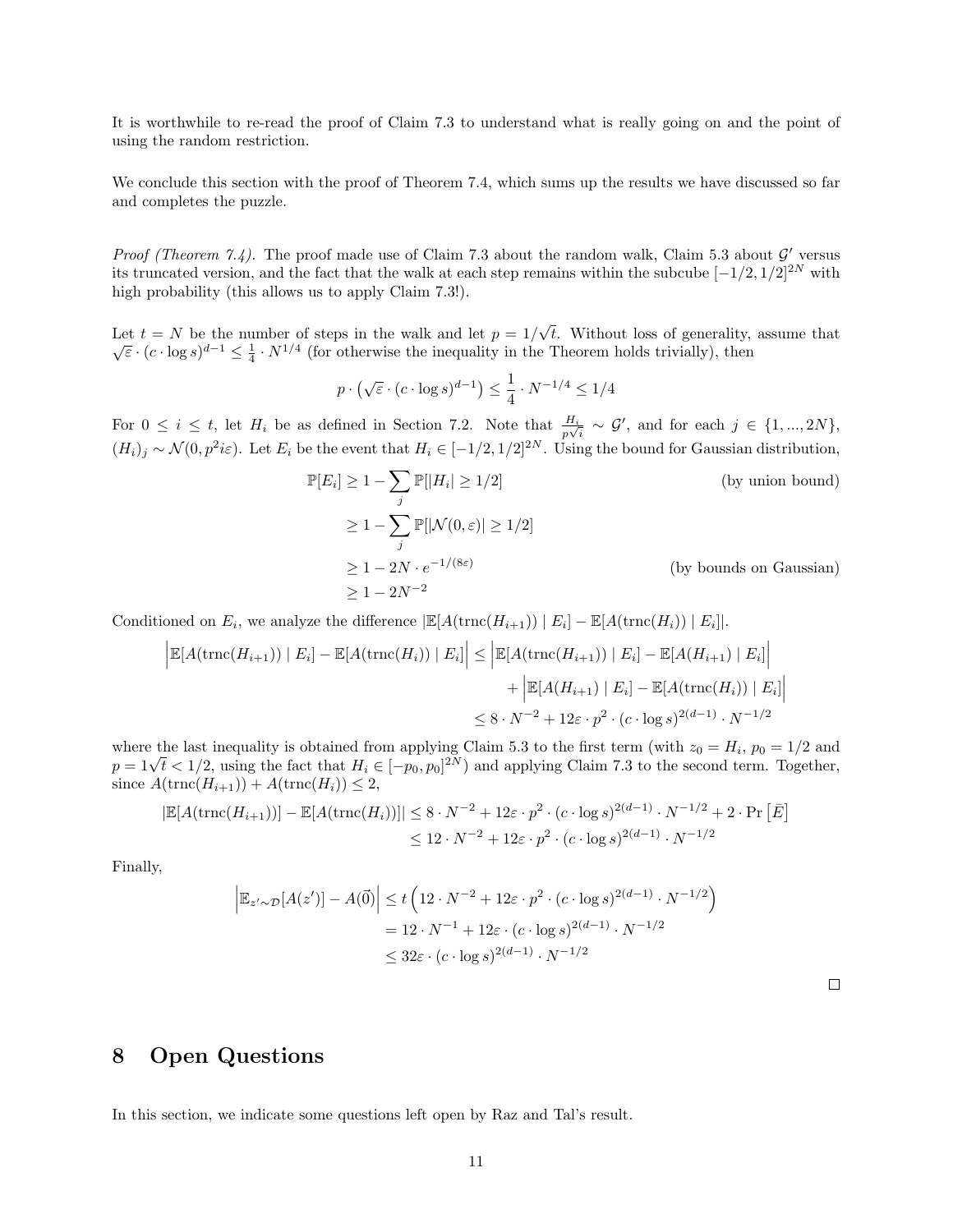It is worthwhile to re-read the proof of Claim 7.3 to understand what is really going on and the point of using the random restriction.

We conclude this section with the proof of Theorem 7.4, which sums up the results we have discussed so far and completes the puzzle.

*Proof (Theorem 7.4).* The proof made use of Claim 7.3 about the random walk, Claim 5.3 about $\mathcal{G}'$ versus its truncated version, and the fact that the walk at each step remains within the subcube $[-1/2, 1/2]^{2N}$ with high probability (this allows us to apply Claim 7.3!).

Let $t = N$ be the number of steps in the walk and let $p = 1/\sqrt{t}$. Without loss of generality, assume that $\sqrt{\varepsilon} \cdot (c \cdot \log s)^{d-1} \leq \frac{1}{4} \cdot N^{1/4}$ (for otherwise the inequality in the Theorem holds trivially), then

$$p \cdot \left(\sqrt{\varepsilon} \cdot (c \cdot \log s)^{d-1}\right) \leq \frac{1}{4} \cdot N^{-1/4} \leq 1/4$$

For $0 \leq i \leq t$, let $H_i$ be as defined in Section 7.2. Note that $\frac{H_i}{p\sqrt{i}} \sim \mathcal{G}'$, and for each $j \in \{1, ..., 2N\}$, $(H_i)_j \sim \mathcal{N}(0, p^2 i \varepsilon)$. Let $E_i$ be the event that $H_i \in [-1/2, 1/2]^{2N}$. Using the bound for Gaussian distribution,

$$\begin{aligned}
\mathbb{P}[E_i] &\geq 1 - \sum_j \mathbb{P}[|H_i| \geq 1/2] && \text{(by union bound)} \\
&\geq 1 - \sum_j \mathbb{P}[|\mathcal{N}(0, \varepsilon)| \geq 1/2] \\
&\geq 1 - 2N \cdot e^{-1/(8\varepsilon)} && \text{(by bounds on Gaussian)} \\
&\geq 1 - 2N^{-2}
\end{aligned}$$

Conditioned on $E_i$, we analyze the difference $|\mathbb{E}[A(\mathrm{trnc}(H_{i+1})) \mid E_i] - \mathbb{E}[A(\mathrm{trnc}(H_i)) \mid E_i]|$.

$$\begin{aligned}
\Big|\mathbb{E}[A(\mathrm{trnc}(H_{i+1})) \mid E_i] - \mathbb{E}[A(\mathrm{trnc}(H_i)) \mid E_i]\Big| &\leq \Big|\mathbb{E}[A(\mathrm{trnc}(H_{i+1})) \mid E_i] - \mathbb{E}[A(H_{i+1}) \mid E_i]\Big| \\
&\quad + \Big|\mathbb{E}[A(H_{i+1}) \mid E_i] - \mathbb{E}[A(\mathrm{trnc}(H_i)) \mid E_i]\Big| \\
&\leq 8 \cdot N^{-2} + 12\varepsilon \cdot p^2 \cdot (c \cdot \log s)^{2(d-1)} \cdot N^{-1/2}
\end{aligned}$$

where the last inequality is obtained from applying Claim 5.3 to the first term (with $z_0 = H_i$, $p_0 = 1/2$ and $p = 1\sqrt{t} < 1/2$, using the fact that $H_i \in [-p_0, p_0]^{2N}$) and applying Claim 7.3 to the second term. Together, since $A(\mathrm{trnc}(H_{i+1})) + A(\mathrm{trnc}(H_i)) \leq 2$,

$$\begin{aligned}
|\mathbb{E}[A(\mathrm{trnc}(H_{i+1}))] - \mathbb{E}[A(\mathrm{trnc}(H_i))]| &\leq 8 \cdot N^{-2} + 12\varepsilon \cdot p^2 \cdot (c \cdot \log s)^{2(d-1)} \cdot N^{-1/2} + 2 \cdot \Pr\left[\bar{E}\right] \\
&\leq 12 \cdot N^{-2} + 12\varepsilon \cdot p^2 \cdot (c \cdot \log s)^{2(d-1)} \cdot N^{-1/2}
\end{aligned}$$

Finally,

$$\begin{aligned}
\left|\mathbb{E}_{z' \sim \mathcal{D}}[A(z')] - A(\vec{0})\right| &\leq t\left(12 \cdot N^{-2} + 12\varepsilon \cdot p^2 \cdot (c \cdot \log s)^{2(d-1)} \cdot N^{-1/2}\right) \\
&= 12 \cdot N^{-1} + 12\varepsilon \cdot (c \cdot \log s)^{2(d-1)} \cdot N^{-1/2} \\
&\leq 32\varepsilon \cdot (c \cdot \log s)^{2(d-1)} \cdot N^{-1/2}
\end{aligned}$$

□

# 8 Open Questions

In this section, we indicate some questions left open by Raz and Tal's result.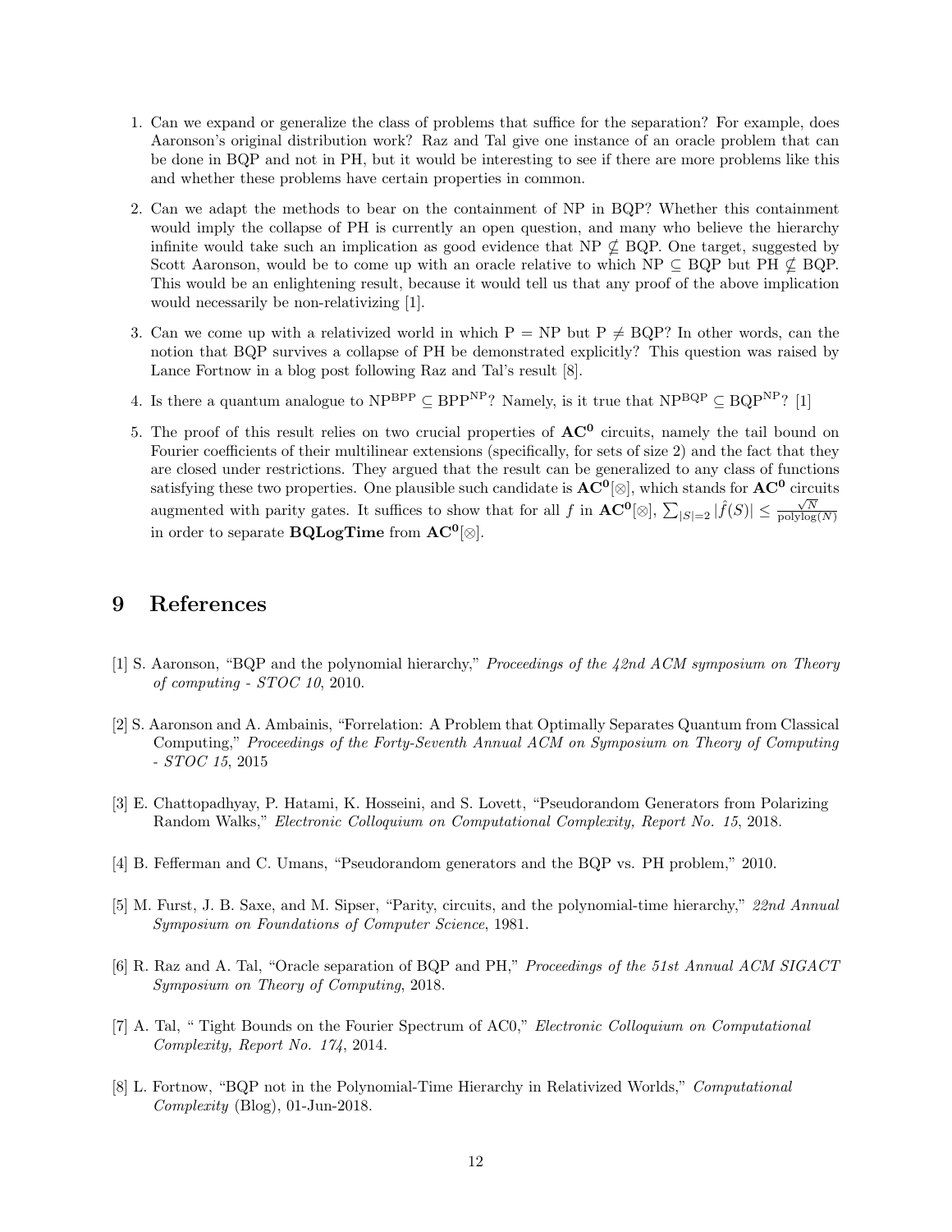1. Can we expand or generalize the class of problems that suffice for the separation? For example, does Aaronson's original distribution work? Raz and Tal give one instance of an oracle problem that can be done in BQP and not in PH, but it would be interesting to see if there are more problems like this and whether these problems have certain properties in common.

2. Can we adapt the methods to bear on the containment of NP in BQP? Whether this containment would imply the collapse of PH is currently an open question, and many who believe the hierarchy infinite would take such an implication as good evidence that NP $\not\subseteq$ BQP. One target, suggested by Scott Aaronson, would be to come up with an oracle relative to which NP $\subseteq$ BQP but PH $\not\subseteq$ BQP. This would be an enlightening result, because it would tell us that any proof of the above implication would necessarily be non-relativizing [1].

3. Can we come up with a relativized world in which P = NP but P $\neq$ BQP? In other words, can the notion that BQP survives a collapse of PH be demonstrated explicitly? This question was raised by Lance Fortnow in a blog post following Raz and Tal's result [8].

4. Is there a quantum analogue to $\text{NP}^{\text{BPP}} \subseteq \text{BPP}^{\text{NP}}$? Namely, is it true that $\text{NP}^{\text{BQP}} \subseteq \text{BQP}^{\text{NP}}$? [1]

5. The proof of this result relies on two crucial properties of $\mathbf{AC^0}$ circuits, namely the tail bound on Fourier coefficients of their multilinear extensions (specifically, for sets of size 2) and the fact that they are closed under restrictions. They argued that the result can be generalized to any class of functions satisfying these two properties. One plausible such candidate is $\mathbf{AC^0}[\otimes]$, which stands for $\mathbf{AC^0}$ circuits augmented with parity gates. It suffices to show that for all $f$ in $\mathbf{AC^0}[\otimes]$, $\sum_{|S|=2} |\hat{f}(S)| \leq \frac{\sqrt{N}}{\text{polylog}(N)}$ in order to separate **BQLogTime** from $\mathbf{AC^0}[\otimes]$.

# 9 References

[1] S. Aaronson, "BQP and the polynomial hierarchy," *Proceedings of the 42nd ACM symposium on Theory of computing - STOC 10*, 2010.

[2] S. Aaronson and A. Ambainis, "Forrelation: A Problem that Optimally Separates Quantum from Classical Computing," *Proceedings of the Forty-Seventh Annual ACM on Symposium on Theory of Computing - STOC 15*, 2015

[3] E. Chattopadhyay, P. Hatami, K. Hosseini, and S. Lovett, "Pseudorandom Generators from Polarizing Random Walks," *Electronic Colloquium on Computational Complexity, Report No. 15*, 2018.

[4] B. Fefferman and C. Umans, "Pseudorandom generators and the BQP vs. PH problem," 2010.

[5] M. Furst, J. B. Saxe, and M. Sipser, "Parity, circuits, and the polynomial-time hierarchy," *22nd Annual Symposium on Foundations of Computer Science*, 1981.

[6] R. Raz and A. Tal, "Oracle separation of BQP and PH," *Proceedings of the 51st Annual ACM SIGACT Symposium on Theory of Computing*, 2018.

[7] A. Tal, " Tight Bounds on the Fourier Spectrum of AC0," *Electronic Colloquium on Computational Complexity, Report No. 174*, 2014.

[8] L. Fortnow, "BQP not in the Polynomial-Time Hierarchy in Relativized Worlds," *Computational Complexity* (Blog), 01-Jun-2018.